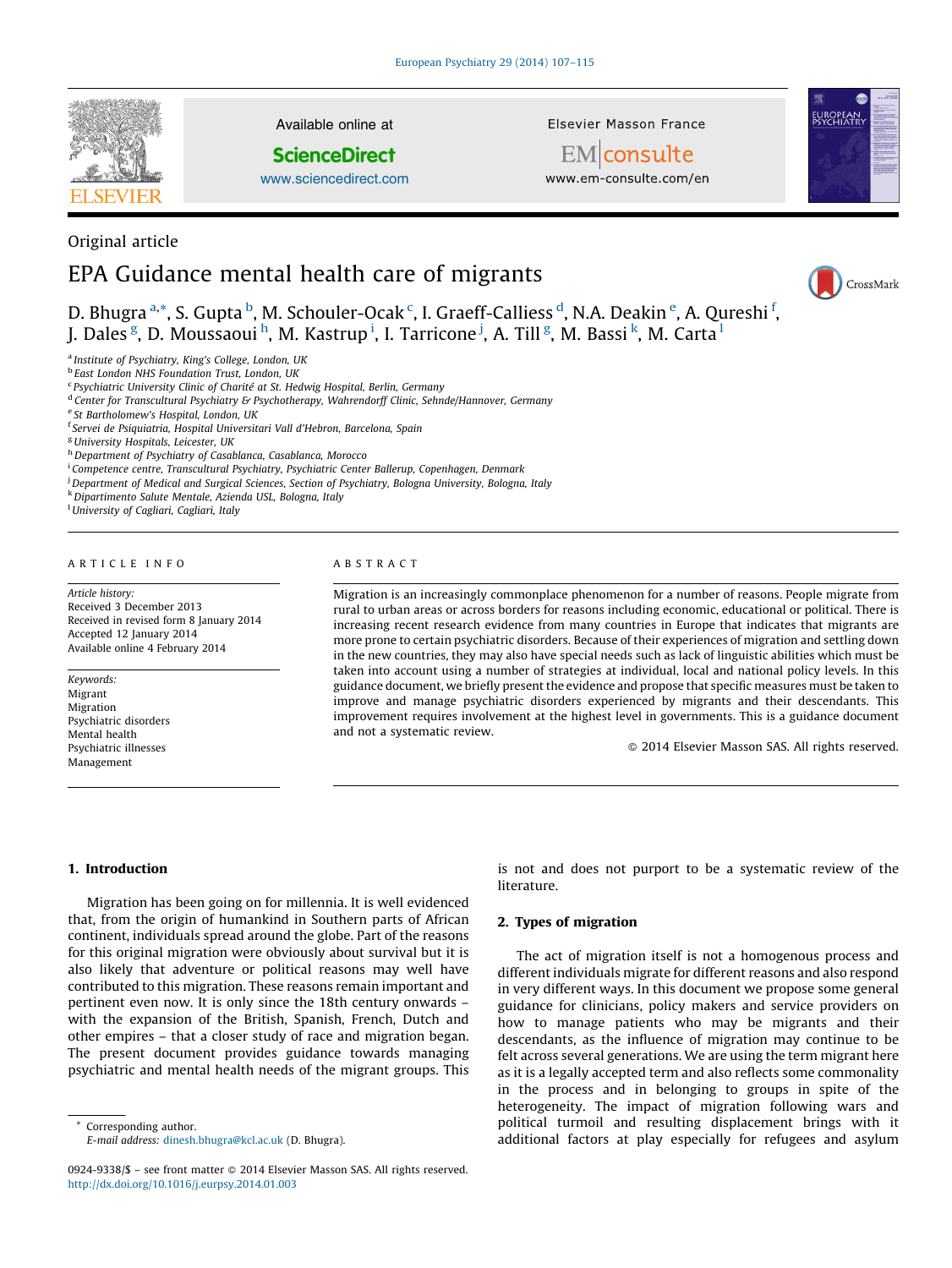Original article

# EPA Guidance mental health care of migrants

D. Bhugra [a,*], S. Gupta [b], M. Schouler-Ocak [c], I. Graeff-Calliess [d], N.A. Deakin [e], A. Qureshi [f], J. Dales [g], D. Moussaoui [h], M. Kastrup [i], I. Tarricone [j], A. Till [g], M. Bassi [k], M. Carta [l]

[a] Institute of Psychiatry, King's College, London, UK
[b] East London NHS Foundation Trust, London, UK
[c] Psychiatric University Clinic of Charité at St. Hedwig Hospital, Berlin, Germany
[d] Center for Transcultural Psychiatry & Psychotherapy, Wahrendorff Clinic, Sehnde/Hannover, Germany
[e] St Bartholomew's Hospital, London, UK
[f] Servei de Psiquiatria, Hospital Universitari Vall d'Hebron, Barcelona, Spain
[g] University Hospitals, Leicester, UK
[h] Department of Psychiatry of Casablanca, Casablanca, Morocco
[i] Competence centre, Transcultural Psychiatry, Psychiatric Center Ballerup, Copenhagen, Denmark
[j] Department of Medical and Surgical Sciences, Section of Psychiatry, Bologna University, Bologna, Italy
[k] Dipartimento Salute Mentale, Azienda USL, Bologna, Italy
[l] University of Cagliari, Cagliari, Italy

**ARTICLE INFO**

*Article history:*
Received 3 December 2013
Received in revised form 8 January 2014
Accepted 12 January 2014
Available online 4 February 2014

*Keywords:*
Migrant
Migration
Psychiatric disorders
Mental health
Psychiatric illnesses
Management

**ABSTRACT**

Migration is an increasingly commonplace phenomenon for a number of reasons. People migrate from rural to urban areas or across borders for reasons including economic, educational or political. There is increasing recent research evidence from many countries in Europe that indicates that migrants are more prone to certain psychiatric disorders. Because of their experiences of migration and settling down in the new countries, they may also have special needs such as lack of linguistic abilities which must be taken into account using a number of strategies at individual, local and national policy levels. In this guidance document, we briefly present the evidence and propose that specific measures must be taken to improve and manage psychiatric disorders experienced by migrants and their descendants. This improvement requires involvement at the highest level in governments. This is a guidance document and not a systematic review.

© 2014 Elsevier Masson SAS. All rights reserved.

## 1. Introduction

Migration has been going on for millennia. It is well evidenced that, from the origin of humankind in Southern parts of African continent, individuals spread around the globe. Part of the reasons for this original migration were obviously about survival but it is also likely that adventure or political reasons may well have contributed to this migration. These reasons remain important and pertinent even now. It is only since the 18th century onwards – with the expansion of the British, Spanish, French, Dutch and other empires – that a closer study of race and migration began. The present document provides guidance towards managing psychiatric and mental health needs of the migrant groups. This is not and does not purport to be a systematic review of the literature.

## 2. Types of migration

The act of migration itself is not a homogenous process and different individuals migrate for different reasons and also respond in very different ways. In this document we propose some general guidance for clinicians, policy makers and service providers on how to manage patients who may be migrants and their descendants, as the influence of migration may continue to be felt across several generations. We are using the term migrant here as it is a legally accepted term and also reflects some commonality in the process and in belonging to groups in spite of the heterogeneity. The impact of migration following wars and political turmoil and resulting displacement brings with it additional factors at play especially for refugees and asylum

* Corresponding author.
*E-mail address:* dinesh.bhugra@kcl.ac.uk (D. Bhugra).

0924-9338/$ – see front matter © 2014 Elsevier Masson SAS. All rights reserved.
http://dx.doi.org/10.1016/j.eurpsy.2014.01.003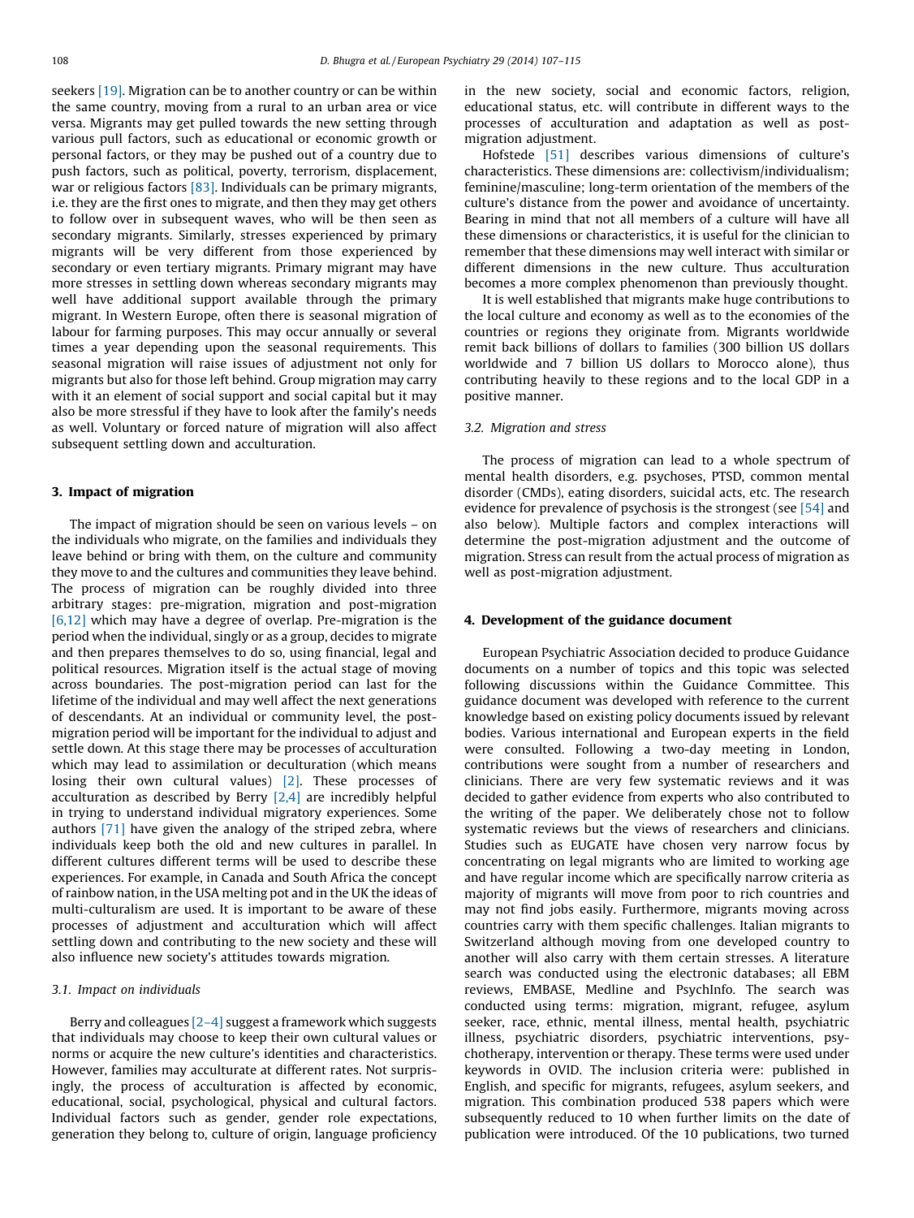seekers [19]. Migration can be to another country or can be within the same country, moving from a rural to an urban area or vice versa. Migrants may get pulled towards the new setting through various pull factors, such as educational or economic growth or personal factors, or they may be pushed out of a country due to push factors, such as political, poverty, terrorism, displacement, war or religious factors [83]. Individuals can be primary migrants, i.e. they are the first ones to migrate, and then they may get others to follow over in subsequent waves, who will be then seen as secondary migrants. Similarly, stresses experienced by primary migrants will be very different from those experienced by secondary or even tertiary migrants. Primary migrant may have more stresses in settling down whereas secondary migrants may well have additional support available through the primary migrant. In Western Europe, often there is seasonal migration of labour for farming purposes. This may occur annually or several times a year depending upon the seasonal requirements. This seasonal migration will raise issues of adjustment not only for migrants but also for those left behind. Group migration may carry with it an element of social support and social capital but it may also be more stressful if they have to look after the family's needs as well. Voluntary or forced nature of migration will also affect subsequent settling down and acculturation.

## 3. Impact of migration

The impact of migration should be seen on various levels – on the individuals who migrate, on the families and individuals they leave behind or bring with them, on the culture and community they move to and the cultures and communities they leave behind. The process of migration can be roughly divided into three arbitrary stages: pre-migration, migration and post-migration [6,12] which may have a degree of overlap. Pre-migration is the period when the individual, singly or as a group, decides to migrate and then prepares themselves to do so, using financial, legal and political resources. Migration itself is the actual stage of moving across boundaries. The post-migration period can last for the lifetime of the individual and may well affect the next generations of descendants. At an individual or community level, the post-migration period will be important for the individual to adjust and settle down. At this stage there may be processes of acculturation which may lead to assimilation or deculturation (which means losing their own cultural values) [2]. These processes of acculturation as described by Berry [2,4] are incredibly helpful in trying to understand individual migratory experiences. Some authors [71] have given the analogy of the striped zebra, where individuals keep both the old and new cultures in parallel. In different cultures different terms will be used to describe these experiences. For example, in Canada and South Africa the concept of rainbow nation, in the USA melting pot and in the UK the ideas of multi-culturalism are used. It is important to be aware of these processes of adjustment and acculturation which will affect settling down and contributing to the new society and these will also influence new society's attitudes towards migration.

### 3.1. Impact on individuals

Berry and colleagues [2–4] suggest a framework which suggests that individuals may choose to keep their own cultural values or norms or acquire the new culture's identities and characteristics. However, families may acculturate at different rates. Not surprisingly, the process of acculturation is affected by economic, educational, social, psychological, physical and cultural factors. Individual factors such as gender, gender role expectations, generation they belong to, culture of origin, language proficiency in the new society, social and economic factors, religion, educational status, etc. will contribute in different ways to the processes of acculturation and adaptation as well as post-migration adjustment.

Hofstede [51] describes various dimensions of culture's characteristics. These dimensions are: collectivism/individualism; feminine/masculine; long-term orientation of the members of the culture's distance from the power and avoidance of uncertainty. Bearing in mind that not all members of a culture will have all these dimensions or characteristics, it is useful for the clinician to remember that these dimensions may well interact with similar or different dimensions in the new culture. Thus acculturation becomes a more complex phenomenon than previously thought.

It is well established that migrants make huge contributions to the local culture and economy as well as to the economies of the countries or regions they originate from. Migrants worldwide remit back billions of dollars to families (300 billion US dollars worldwide and 7 billion US dollars to Morocco alone), thus contributing heavily to these regions and to the local GDP in a positive manner.

### 3.2. Migration and stress

The process of migration can lead to a whole spectrum of mental health disorders, e.g. psychoses, PTSD, common mental disorder (CMDs), eating disorders, suicidal acts, etc. The research evidence for prevalence of psychosis is the strongest (see [54] and also below). Multiple factors and complex interactions will determine the post-migration adjustment and the outcome of migration. Stress can result from the actual process of migration as well as post-migration adjustment.

## 4. Development of the guidance document

European Psychiatric Association decided to produce Guidance documents on a number of topics and this topic was selected following discussions within the Guidance Committee. This guidance document was developed with reference to the current knowledge based on existing policy documents issued by relevant bodies. Various international and European experts in the field were consulted. Following a two-day meeting in London, contributions were sought from a number of researchers and clinicians. There are very few systematic reviews and it was decided to gather evidence from experts who also contributed to the writing of the paper. We deliberately chose not to follow systematic reviews but the views of researchers and clinicians. Studies such as EUGATE have chosen very narrow focus by concentrating on legal migrants who are limited to working age and have regular income which are specifically narrow criteria as majority of migrants will move from poor to rich countries and may not find jobs easily. Furthermore, migrants moving across countries carry with them specific challenges. Italian migrants to Switzerland although moving from one developed country to another will also carry with them certain stresses. A literature search was conducted using the electronic databases; all EBM reviews, EMBASE, Medline and PsychInfo. The search was conducted using terms: migration, migrant, refugee, asylum seeker, race, ethnic, mental illness, mental health, psychiatric illness, psychiatric disorders, psychiatric interventions, psychotherapy, intervention or therapy. These terms were used under keywords in OVID. The inclusion criteria were: published in English, and specific for migrants, refugees, asylum seekers, and migration. This combination produced 538 papers which were subsequently reduced to 10 when further limits on the date of publication were introduced. Of the 10 publications, two turned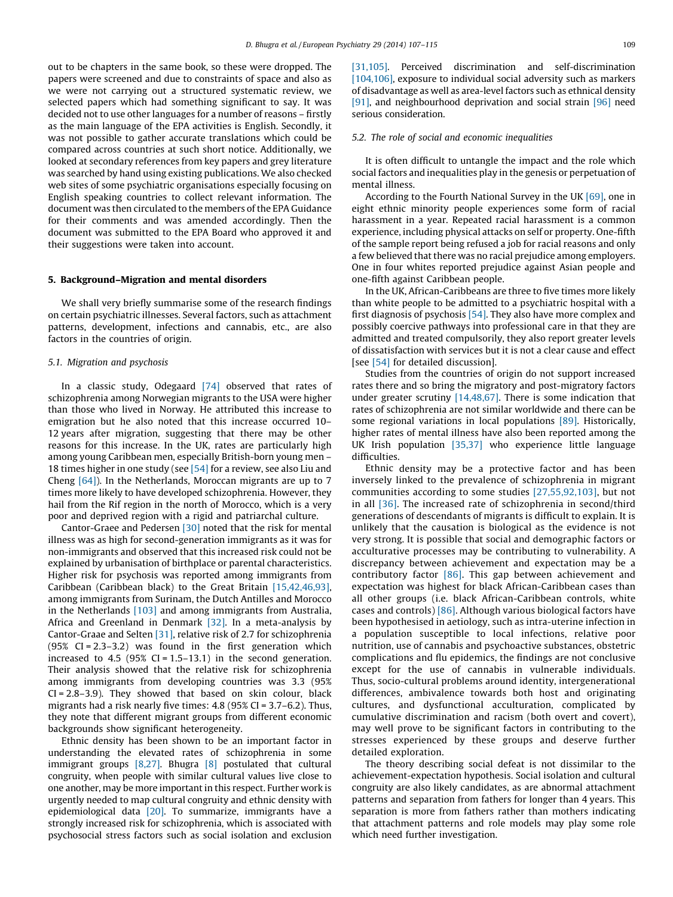out to be chapters in the same book, so these were dropped. The papers were screened and due to constraints of space and also as we were not carrying out a structured systematic review, we selected papers which had something significant to say. It was decided not to use other languages for a number of reasons – firstly as the main language of the EPA activities is English. Secondly, it was not possible to gather accurate translations which could be compared across countries at such short notice. Additionally, we looked at secondary references from key papers and grey literature was searched by hand using existing publications. We also checked web sites of some psychiatric organisations especially focusing on English speaking countries to collect relevant information. The document was then circulated to the members of the EPA Guidance for their comments and was amended accordingly. Then the document was submitted to the EPA Board who approved it and their suggestions were taken into account.

## 5. Background–Migration and mental disorders

We shall very briefly summarise some of the research findings on certain psychiatric illnesses. Several factors, such as attachment patterns, development, infections and cannabis, etc., are also factors in the countries of origin.

### 5.1. Migration and psychosis

In a classic study, Odegaard [74] observed that rates of schizophrenia among Norwegian migrants to the USA were higher than those who lived in Norway. He attributed this increase to emigration but he also noted that this increase occurred 10–12 years after migration, suggesting that there may be other reasons for this increase. In the UK, rates are particularly high among young Caribbean men, especially British-born young men – 18 times higher in one study (see [54] for a review, see also Liu and Cheng [64]). In the Netherlands, Moroccan migrants are up to 7 times more likely to have developed schizophrenia. However, they hail from the Rif region in the north of Morocco, which is a very poor and deprived region with a rigid and patriarchal culture.

Cantor-Graee and Pedersen [30] noted that the risk for mental illness was as high for second-generation immigrants as it was for non-immigrants and observed that this increased risk could not be explained by urbanisation of birthplace or parental characteristics. Higher risk for psychosis was reported among immigrants from Caribbean (Caribbean black) to the Great Britain [15,42,46,93], among immigrants from Surinam, the Dutch Antilles and Morocco in the Netherlands [103] and among immigrants from Australia, Africa and Greenland in Denmark [32]. In a meta-analysis by Cantor-Graae and Selten [31], relative risk of 2.7 for schizophrenia (95% CI = 2.3–3.2) was found in the first generation which increased to 4.5 (95% CI = 1.5–13.1) in the second generation. Their analysis showed that the relative risk for schizophrenia among immigrants from developing countries was 3.3 (95% CI = 2.8–3.9). They showed that based on skin colour, black migrants had a risk nearly five times: 4.8 (95% CI = 3.7–6.2). Thus, they note that different migrant groups from different economic backgrounds show significant heterogeneity.

Ethnic density has been shown to be an important factor in understanding the elevated rates of schizophrenia in some immigrant groups [8,27]. Bhugra [8] postulated that cultural congruity, when people with similar cultural values live close to one another, may be more important in this respect. Further work is urgently needed to map cultural congruity and ethnic density with epidemiological data [20]. To summarize, immigrants have a strongly increased risk for schizophrenia, which is associated with psychosocial stress factors such as social isolation and exclusion [31,105]. Perceived discrimination and self-discrimination [104,106], exposure to individual social adversity such as markers of disadvantage as well as area-level factors such as ethnical density [91], and neighbourhood deprivation and social strain [96] need serious consideration.

### 5.2. The role of social and economic inequalities

It is often difficult to untangle the impact and the role which social factors and inequalities play in the genesis or perpetuation of mental illness.

According to the Fourth National Survey in the UK [69], one in eight ethnic minority people experiences some form of racial harassment in a year. Repeated racial harassment is a common experience, including physical attacks on self or property. One-fifth of the sample report being refused a job for racial reasons and only a few believed that there was no racial prejudice among employers. One in four whites reported prejudice against Asian people and one-fifth against Caribbean people.

In the UK, African-Caribbeans are three to five times more likely than white people to be admitted to a psychiatric hospital with a first diagnosis of psychosis [54]. They also have more complex and possibly coercive pathways into professional care in that they are admitted and treated compulsorily, they also report greater levels of dissatisfaction with services but it is not a clear cause and effect [see [54] for detailed discussion].

Studies from the countries of origin do not support increased rates there and so bring the migratory and post-migratory factors under greater scrutiny [14,48,67]. There is some indication that rates of schizophrenia are not similar worldwide and there can be some regional variations in local populations [89]. Historically, higher rates of mental illness have also been reported among the UK Irish population [35,37] who experience little language difficulties.

Ethnic density may be a protective factor and has been inversely linked to the prevalence of schizophrenia in migrant communities according to some studies [27,55,92,103], but not in all [36]. The increased rate of schizophrenia in second/third generations of descendants of migrants is difficult to explain. It is unlikely that the causation is biological as the evidence is not very strong. It is possible that social and demographic factors or acculturative processes may be contributing to vulnerability. A discrepancy between achievement and expectation may be a contributory factor [86]. This gap between achievement and expectation was highest for black African-Caribbean cases than all other groups (i.e. black African-Caribbean controls, white cases and controls) [86]. Although various biological factors have been hypothesised in aetiology, such as intra-uterine infection in a population susceptible to local infections, relative poor nutrition, use of cannabis and psychoactive substances, obstetric complications and flu epidemics, the findings are not conclusive except for the use of cannabis in vulnerable individuals. Thus, socio-cultural problems around identity, intergenerational differences, ambivalence towards both host and originating cultures, and dysfunctional acculturation, complicated by cumulative discrimination and racism (both overt and covert), may well prove to be significant factors in contributing to the stresses experienced by these groups and deserve further detailed exploration.

The theory describing social defeat is not dissimilar to the achievement-expectation hypothesis. Social isolation and cultural congruity are also likely candidates, as are abnormal attachment patterns and separation from fathers for longer than 4 years. This separation is more from fathers rather than mothers indicating that attachment patterns and role models may play some role which need further investigation.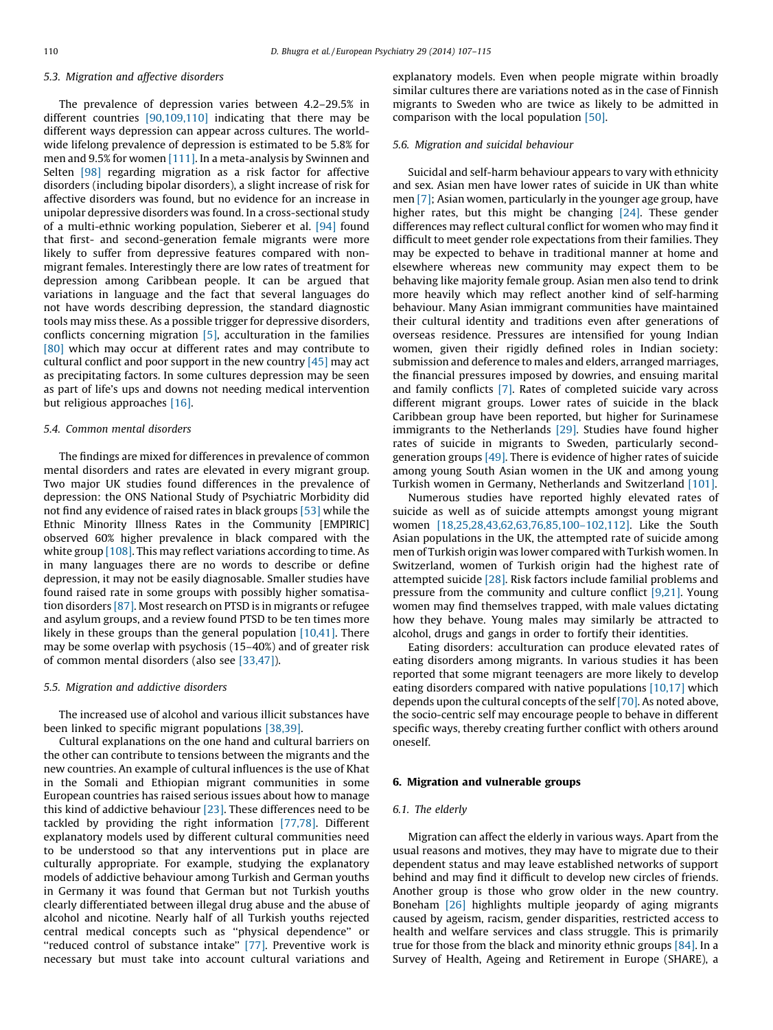### 5.3. Migration and affective disorders

The prevalence of depression varies between 4.2–29.5% in different countries [90,109,110] indicating that there may be different ways depression can appear across cultures. The worldwide lifelong prevalence of depression is estimated to be 5.8% for men and 9.5% for women [111]. In a meta-analysis by Swinnen and Selten [98] regarding migration as a risk factor for affective disorders (including bipolar disorders), a slight increase of risk for affective disorders was found, but no evidence for an increase in unipolar depressive disorders was found. In a cross-sectional study of a multi-ethnic working population, Sieberer et al. [94] found that first- and second-generation female migrants were more likely to suffer from depressive features compared with non-migrant females. Interestingly there are low rates of treatment for depression among Caribbean people. It can be argued that variations in language and the fact that several languages do not have words describing depression, the standard diagnostic tools may miss these. As a possible trigger for depressive disorders, conflicts concerning migration [5], acculturation in the families [80] which may occur at different rates and may contribute to cultural conflict and poor support in the new country [45] may act as precipitating factors. In some cultures depression may be seen as part of life's ups and downs not needing medical intervention but religious approaches [16].

### 5.4. Common mental disorders

The findings are mixed for differences in prevalence of common mental disorders and rates are elevated in every migrant group. Two major UK studies found differences in the prevalence of depression: the ONS National Study of Psychiatric Morbidity did not find any evidence of raised rates in black groups [53] while the Ethnic Minority Illness Rates in the Community [EMPIRIC] observed 60% higher prevalence in black compared with the white group [108]. This may reflect variations according to time. As in many languages there are no words to describe or define depression, it may not be easily diagnosable. Smaller studies have found raised rate in some groups with possibly higher somatisation disorders [87]. Most research on PTSD is in migrants or refugee and asylum groups, and a review found PTSD to be ten times more likely in these groups than the general population [10,41]. There may be some overlap with psychosis (15–40%) and of greater risk of common mental disorders (also see [33,47]).

### 5.5. Migration and addictive disorders

The increased use of alcohol and various illicit substances have been linked to specific migrant populations [38,39].

Cultural explanations on the one hand and cultural barriers on the other can contribute to tensions between the migrants and the new countries. An example of cultural influences is the use of Khat in the Somali and Ethiopian migrant communities in some European countries has raised serious issues about how to manage this kind of addictive behaviour [23]. These differences need to be tackled by providing the right information [77,78]. Different explanatory models used by different cultural communities need to be understood so that any interventions put in place are culturally appropriate. For example, studying the explanatory models of addictive behaviour among Turkish and German youths in Germany it was found that German but not Turkish youths clearly differentiated between illegal drug abuse and the abuse of alcohol and nicotine. Nearly half of all Turkish youths rejected central medical concepts such as ''physical dependence'' or ''reduced control of substance intake'' [77]. Preventive work is necessary but must take into account cultural variations and explanatory models. Even when people migrate within broadly similar cultures there are variations noted as in the case of Finnish migrants to Sweden who are twice as likely to be admitted in comparison with the local population [50].

### 5.6. Migration and suicidal behaviour

Suicidal and self-harm behaviour appears to vary with ethnicity and sex. Asian men have lower rates of suicide in UK than white men [7]; Asian women, particularly in the younger age group, have higher rates, but this might be changing [24]. These gender differences may reflect cultural conflict for women who may find it difficult to meet gender role expectations from their families. They may be expected to behave in traditional manner at home and elsewhere whereas new community may expect them to be behaving like majority female group. Asian men also tend to drink more heavily which may reflect another kind of self-harming behaviour. Many Asian immigrant communities have maintained their cultural identity and traditions even after generations of overseas residence. Pressures are intensified for young Indian women, given their rigidly defined roles in Indian society: submission and deference to males and elders, arranged marriages, the financial pressures imposed by dowries, and ensuing marital and family conflicts [7]. Rates of completed suicide vary across different migrant groups. Lower rates of suicide in the black Caribbean group have been reported, but higher for Surinamese immigrants to the Netherlands [29]. Studies have found higher rates of suicide in migrants to Sweden, particularly second-generation groups [49]. There is evidence of higher rates of suicide among young South Asian women in the UK and among young Turkish women in Germany, Netherlands and Switzerland [101].

Numerous studies have reported highly elevated rates of suicide as well as of suicide attempts amongst young migrant women [18,25,28,43,62,63,76,85,100–102,112]. Like the South Asian populations in the UK, the attempted rate of suicide among men of Turkish origin was lower compared with Turkish women. In Switzerland, women of Turkish origin had the highest rate of attempted suicide [28]. Risk factors include familial problems and pressure from the community and culture conflict [9,21]. Young women may find themselves trapped, with male values dictating how they behave. Young males may similarly be attracted to alcohol, drugs and gangs in order to fortify their identities.

Eating disorders: acculturation can produce elevated rates of eating disorders among migrants. In various studies it has been reported that some migrant teenagers are more likely to develop eating disorders compared with native populations [10,17] which depends upon the cultural concepts of the self [70]. As noted above, the socio-centric self may encourage people to behave in different specific ways, thereby creating further conflict with others around oneself.

## 6. Migration and vulnerable groups

### 6.1. The elderly

Migration can affect the elderly in various ways. Apart from the usual reasons and motives, they may have to migrate due to their dependent status and may leave established networks of support behind and may find it difficult to develop new circles of friends. Another group is those who grow older in the new country. Boneham [26] highlights multiple jeopardy of aging migrants caused by ageism, racism, gender disparities, restricted access to health and welfare services and class struggle. This is primarily true for those from the black and minority ethnic groups [84]. In a Survey of Health, Ageing and Retirement in Europe (SHARE), a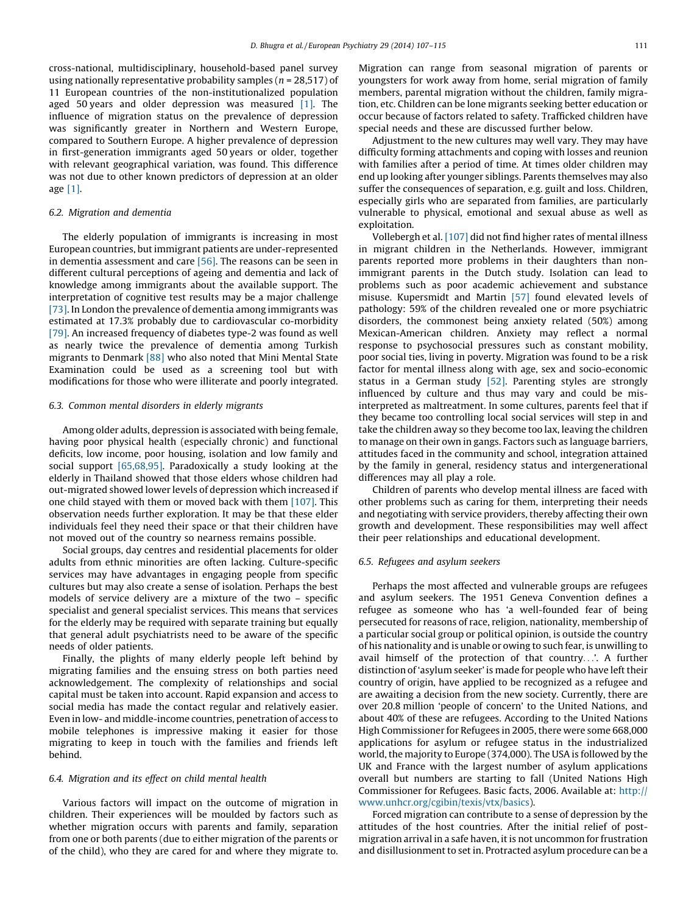cross-national, multidisciplinary, household-based panel survey using nationally representative probability samples ($n = 28{,}517$) of 11 European countries of the non-institutionalized population aged 50 years and older depression was measured [1]. The influence of migration status on the prevalence of depression was significantly greater in Northern and Western Europe, compared to Southern Europe. A higher prevalence of depression in first-generation immigrants aged 50 years or older, together with relevant geographical variation, was found. This difference was not due to other known predictors of depression at an older age [1].

### 6.2. Migration and dementia

The elderly population of immigrants is increasing in most European countries, but immigrant patients are under-represented in dementia assessment and care [56]. The reasons can be seen in different cultural perceptions of ageing and dementia and lack of knowledge among immigrants about the available support. The interpretation of cognitive test results may be a major challenge [73]. In London the prevalence of dementia among immigrants was estimated at 17.3% probably due to cardiovascular co-morbidity [79]. An increased frequency of diabetes type-2 was found as well as nearly twice the prevalence of dementia among Turkish migrants to Denmark [88] who also noted that Mini Mental State Examination could be used as a screening tool but with modifications for those who were illiterate and poorly integrated.

### 6.3. Common mental disorders in elderly migrants

Among older adults, depression is associated with being female, having poor physical health (especially chronic) and functional deficits, low income, poor housing, isolation and low family and social support [65,68,95]. Paradoxically a study looking at the elderly in Thailand showed that those elders whose children had out-migrated showed lower levels of depression which increased if one child stayed with them or moved back with them [107]. This observation needs further exploration. It may be that these elder individuals feel they need their space or that their children have not moved out of the country so nearness remains possible.

Social groups, day centres and residential placements for older adults from ethnic minorities are often lacking. Culture-specific services may have advantages in engaging people from specific cultures but may also create a sense of isolation. Perhaps the best models of service delivery are a mixture of the two – specific specialist and general specialist services. This means that services for the elderly may be required with separate training but equally that general adult psychiatrists need to be aware of the specific needs of older patients.

Finally, the plights of many elderly people left behind by migrating families and the ensuing stress on both parties need acknowledgement. The complexity of relationships and social capital must be taken into account. Rapid expansion and access to social media has made the contact regular and relatively easier. Even in low- and middle-income countries, penetration of access to mobile telephones is impressive making it easier for those migrating to keep in touch with the families and friends left behind.

### 6.4. Migration and its effect on child mental health

Various factors will impact on the outcome of migration in children. Their experiences will be moulded by factors such as whether migration occurs with parents and family, separation from one or both parents (due to either migration of the parents or of the child), who they are cared for and where they migrate to. Migration can range from seasonal migration of parents or youngsters for work away from home, serial migration of family members, parental migration without the children, family migration, etc. Children can be lone migrants seeking better education or occur because of factors related to safety. Trafficked children have special needs and these are discussed further below.

Adjustment to the new cultures may well vary. They may have difficulty forming attachments and coping with losses and reunion with families after a period of time. At times older children may end up looking after younger siblings. Parents themselves may also suffer the consequences of separation, e.g. guilt and loss. Children, especially girls who are separated from families, are particularly vulnerable to physical, emotional and sexual abuse as well as exploitation.

Vollebergh et al. [107] did not find higher rates of mental illness in migrant children in the Netherlands. However, immigrant parents reported more problems in their daughters than non-immigrant parents in the Dutch study. Isolation can lead to problems such as poor academic achievement and substance misuse. Kupersmidt and Martin [57] found elevated levels of pathology: 59% of the children revealed one or more psychiatric disorders, the commonest being anxiety related (50%) among Mexican-American children. Anxiety may reflect a normal response to psychosocial pressures such as constant mobility, poor social ties, living in poverty. Migration was found to be a risk factor for mental illness along with age, sex and socio-economic status in a German study [52]. Parenting styles are strongly influenced by culture and thus may vary and could be misinterpreted as maltreatment. In some cultures, parents feel that if they became too controlling local social services will step in and take the children away so they become too lax, leaving the children to manage on their own in gangs. Factors such as language barriers, attitudes faced in the community and school, integration attained by the family in general, residency status and intergenerational differences may all play a role.

Children of parents who develop mental illness are faced with other problems such as caring for them, interpreting their needs and negotiating with service providers, thereby affecting their own growth and development. These responsibilities may well affect their peer relationships and educational development.

### 6.5. Refugees and asylum seekers

Perhaps the most affected and vulnerable groups are refugees and asylum seekers. The 1951 Geneva Convention defines a refugee as someone who has 'a well-founded fear of being persecuted for reasons of race, religion, nationality, membership of a particular social group or political opinion, is outside the country of his nationality and is unable or owing to such fear, is unwilling to avail himself of the protection of that country...'. A further distinction of 'asylum seeker' is made for people who have left their country of origin, have applied to be recognized as a refugee and are awaiting a decision from the new society. Currently, there are over 20.8 million 'people of concern' to the United Nations, and about 40% of these are refugees. According to the United Nations High Commissioner for Refugees in 2005, there were some 668,000 applications for asylum or refugee status in the industrialized world, the majority to Europe (374,000). The USA is followed by the UK and France with the largest number of asylum applications overall but numbers are starting to fall (United Nations High Commissioner for Refugees. Basic facts, 2006. Available at: http://www.unhcr.org/cgibin/texis/vtx/basics).

Forced migration can contribute to a sense of depression by the attitudes of the host countries. After the initial relief of post-migration arrival in a safe haven, it is not uncommon for frustration and disillusionment to set in. Protracted asylum procedure can be a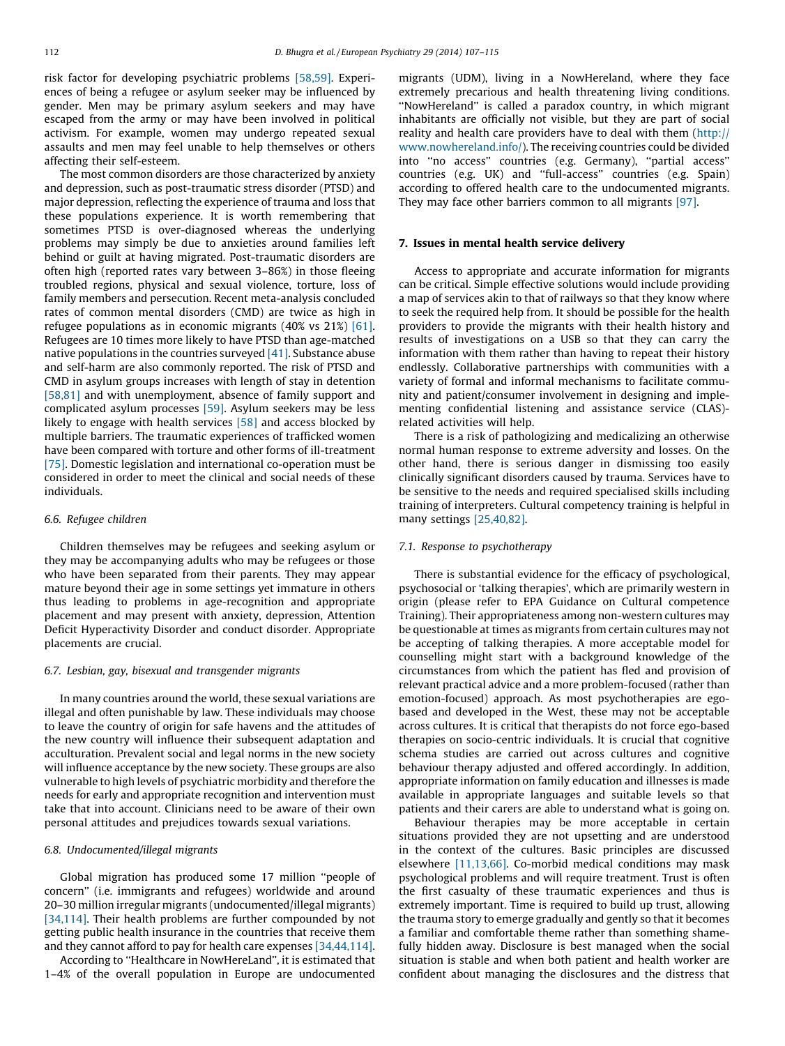risk factor for developing psychiatric problems [58,59]. Experiences of being a refugee or asylum seeker may be influenced by gender. Men may be primary asylum seekers and may have escaped from the army or may have been involved in political activism. For example, women may undergo repeated sexual assaults and men may feel unable to help themselves or others affecting their self-esteem.

The most common disorders are those characterized by anxiety and depression, such as post-traumatic stress disorder (PTSD) and major depression, reflecting the experience of trauma and loss that these populations experience. It is worth remembering that sometimes PTSD is over-diagnosed whereas the underlying problems may simply be due to anxieties around families left behind or guilt at having migrated. Post-traumatic disorders are often high (reported rates vary between 3–86%) in those fleeing troubled regions, physical and sexual violence, torture, loss of family members and persecution. Recent meta-analysis concluded rates of common mental disorders (CMD) are twice as high in refugee populations as in economic migrants (40% vs 21%) [61]. Refugees are 10 times more likely to have PTSD than age-matched native populations in the countries surveyed [41]. Substance abuse and self-harm are also commonly reported. The risk of PTSD and CMD in asylum groups increases with length of stay in detention [58,81] and with unemployment, absence of family support and complicated asylum processes [59]. Asylum seekers may be less likely to engage with health services [58] and access blocked by multiple barriers. The traumatic experiences of trafficked women have been compared with torture and other forms of ill-treatment [75]. Domestic legislation and international co-operation must be considered in order to meet the clinical and social needs of these individuals.

### 6.6. Refugee children

Children themselves may be refugees and seeking asylum or they may be accompanying adults who may be refugees or those who have been separated from their parents. They may appear mature beyond their age in some settings yet immature in others thus leading to problems in age-recognition and appropriate placement and may present with anxiety, depression, Attention Deficit Hyperactivity Disorder and conduct disorder. Appropriate placements are crucial.

### 6.7. Lesbian, gay, bisexual and transgender migrants

In many countries around the world, these sexual variations are illegal and often punishable by law. These individuals may choose to leave the country of origin for safe havens and the attitudes of the new country will influence their subsequent adaptation and acculturation. Prevalent social and legal norms in the new society will influence acceptance by the new society. These groups are also vulnerable to high levels of psychiatric morbidity and therefore the needs for early and appropriate recognition and intervention must take that into account. Clinicians need to be aware of their own personal attitudes and prejudices towards sexual variations.

### 6.8. Undocumented/illegal migrants

Global migration has produced some 17 million "people of concern" (i.e. immigrants and refugees) worldwide and around 20–30 million irregular migrants (undocumented/illegal migrants) [34,114]. Their health problems are further compounded by not getting public health insurance in the countries that receive them and they cannot afford to pay for health care expenses [34,44,114].

According to "Healthcare in NowHereLand", it is estimated that 1–4% of the overall population in Europe are undocumented migrants (UDM), living in a NowHereland, where they face extremely precarious and health threatening living conditions. "NowHereland" is called a paradox country, in which migrant inhabitants are officially not visible, but they are part of social reality and health care providers have to deal with them (http://www.nowhereland.info/). The receiving countries could be divided into "no access" countries (e.g. Germany), "partial access" countries (e.g. UK) and "full-access" countries (e.g. Spain) according to offered health care to the undocumented migrants. They may face other barriers common to all migrants [97].

## 7. Issues in mental health service delivery

Access to appropriate and accurate information for migrants can be critical. Simple effective solutions would include providing a map of services akin to that of railways so that they know where to seek the required help from. It should be possible for the health providers to provide the migrants with their health history and results of investigations on a USB so that they can carry the information with them rather than having to repeat their history endlessly. Collaborative partnerships with communities with a variety of formal and informal mechanisms to facilitate community and patient/consumer involvement in designing and implementing confidential listening and assistance service (CLAS)-related activities will help.

There is a risk of pathologizing and medicalizing an otherwise normal human response to extreme adversity and losses. On the other hand, there is serious danger in dismissing too easily clinically significant disorders caused by trauma. Services have to be sensitive to the needs and required specialised skills including training of interpreters. Cultural competency training is helpful in many settings [25,40,82].

### 7.1. Response to psychotherapy

There is substantial evidence for the efficacy of psychological, psychosocial or 'talking therapies', which are primarily western in origin (please refer to EPA Guidance on Cultural competence Training). Their appropriateness among non-western cultures may be questionable at times as migrants from certain cultures may not be accepting of talking therapies. A more acceptable model for counselling might start with a background knowledge of the circumstances from which the patient has fled and provision of relevant practical advice and a more problem-focused (rather than emotion-focused) approach. As most psychotherapies are ego-based and developed in the West, these may not be acceptable across cultures. It is critical that therapists do not force ego-based therapies on socio-centric individuals. It is crucial that cognitive schema studies are carried out across cultures and cognitive behaviour therapy adjusted and offered accordingly. In addition, appropriate information on family education and illnesses is made available in appropriate languages and suitable levels so that patients and their carers are able to understand what is going on.

Behaviour therapies may be more acceptable in certain situations provided they are not upsetting and are understood in the context of the cultures. Basic principles are discussed elsewhere [11,13,66]. Co-morbid medical conditions may mask psychological problems and will require treatment. Trust is often the first casualty of these traumatic experiences and thus is extremely important. Time is required to build up trust, allowing the trauma story to emerge gradually and gently so that it becomes a familiar and comfortable theme rather than something shamefully hidden away. Disclosure is best managed when the social situation is stable and when both patient and health worker are confident about managing the disclosures and the distress that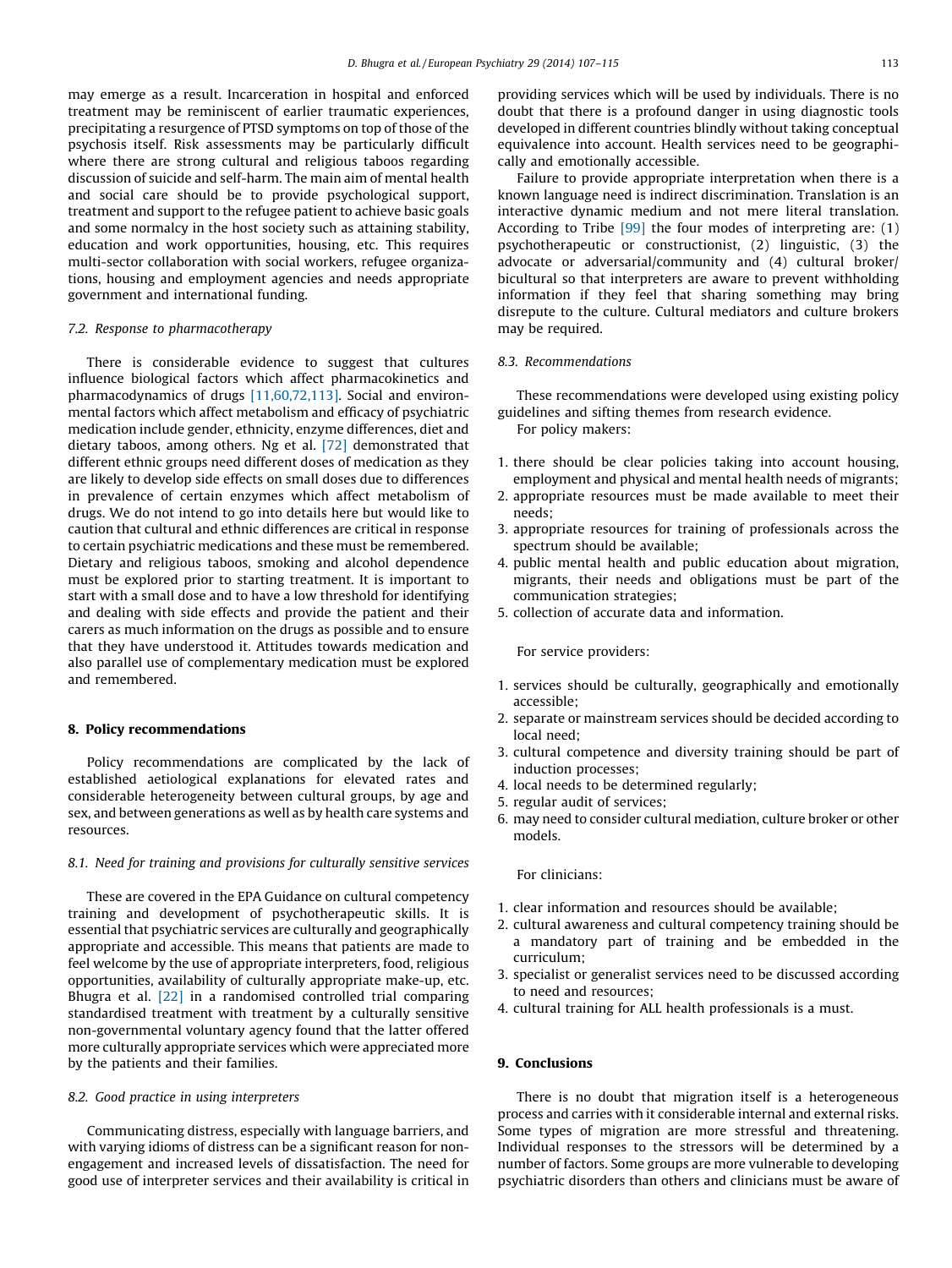may emerge as a result. Incarceration in hospital and enforced treatment may be reminiscent of earlier traumatic experiences, precipitating a resurgence of PTSD symptoms on top of those of the psychosis itself. Risk assessments may be particularly difficult where there are strong cultural and religious taboos regarding discussion of suicide and self-harm. The main aim of mental health and social care should be to provide psychological support, treatment and support to the refugee patient to achieve basic goals and some normalcy in the host society such as attaining stability, education and work opportunities, housing, etc. This requires multi-sector collaboration with social workers, refugee organizations, housing and employment agencies and needs appropriate government and international funding.

### 7.2. Response to pharmacotherapy

There is considerable evidence to suggest that cultures influence biological factors which affect pharmacokinetics and pharmacodynamics of drugs [11,60,72,113]. Social and environmental factors which affect metabolism and efficacy of psychiatric medication include gender, ethnicity, enzyme differences, diet and dietary taboos, among others. Ng et al. [72] demonstrated that different ethnic groups need different doses of medication as they are likely to develop side effects on small doses due to differences in prevalence of certain enzymes which affect metabolism of drugs. We do not intend to go into details here but would like to caution that cultural and ethnic differences are critical in response to certain psychiatric medications and these must be remembered. Dietary and religious taboos, smoking and alcohol dependence must be explored prior to starting treatment. It is important to start with a small dose and to have a low threshold for identifying and dealing with side effects and provide the patient and their carers as much information on the drugs as possible and to ensure that they have understood it. Attitudes towards medication and also parallel use of complementary medication must be explored and remembered.

## 8. Policy recommendations

Policy recommendations are complicated by the lack of established aetiological explanations for elevated rates and considerable heterogeneity between cultural groups, by age and sex, and between generations as well as by health care systems and resources.

### 8.1. Need for training and provisions for culturally sensitive services

These are covered in the EPA Guidance on cultural competency training and development of psychotherapeutic skills. It is essential that psychiatric services are culturally and geographically appropriate and accessible. This means that patients are made to feel welcome by the use of appropriate interpreters, food, religious opportunities, availability of culturally appropriate make-up, etc. Bhugra et al. [22] in a randomised controlled trial comparing standardised treatment with treatment by a culturally sensitive non-governmental voluntary agency found that the latter offered more culturally appropriate services which were appreciated more by the patients and their families.

### 8.2. Good practice in using interpreters

Communicating distress, especially with language barriers, and with varying idioms of distress can be a significant reason for non-engagement and increased levels of dissatisfaction. The need for good use of interpreter services and their availability is critical in providing services which will be used by individuals. There is no doubt that there is a profound danger in using diagnostic tools developed in different countries blindly without taking conceptual equivalence into account. Health services need to be geographically and emotionally accessible.

Failure to provide appropriate interpretation when there is a known language need is indirect discrimination. Translation is an interactive dynamic medium and not mere literal translation. According to Tribe [99] the four modes of interpreting are: (1) psychotherapeutic or constructionist, (2) linguistic, (3) the advocate or adversarial/community and (4) cultural broker/bicultural so that interpreters are aware to prevent withholding information if they feel that sharing something may bring disrepute to the culture. Cultural mediators and culture brokers may be required.

### 8.3. Recommendations

These recommendations were developed using existing policy guidelines and sifting themes from research evidence.

For policy makers:

1. there should be clear policies taking into account housing, employment and physical and mental health needs of migrants;
2. appropriate resources must be made available to meet their needs;
3. appropriate resources for training of professionals across the spectrum should be available;
4. public mental health and public education about migration, migrants, their needs and obligations must be part of the communication strategies;
5. collection of accurate data and information.

For service providers:

1. services should be culturally, geographically and emotionally accessible;
2. separate or mainstream services should be decided according to local need;
3. cultural competence and diversity training should be part of induction processes;
4. local needs to be determined regularly;
5. regular audit of services;
6. may need to consider cultural mediation, culture broker or other models.

For clinicians:

1. clear information and resources should be available;
2. cultural awareness and cultural competency training should be a mandatory part of training and be embedded in the curriculum;
3. specialist or generalist services need to be discussed according to need and resources;
4. cultural training for ALL health professionals is a must.

## 9. Conclusions

There is no doubt that migration itself is a heterogeneous process and carries with it considerable internal and external risks. Some types of migration are more stressful and threatening. Individual responses to the stressors will be determined by a number of factors. Some groups are more vulnerable to developing psychiatric disorders than others and clinicians must be aware of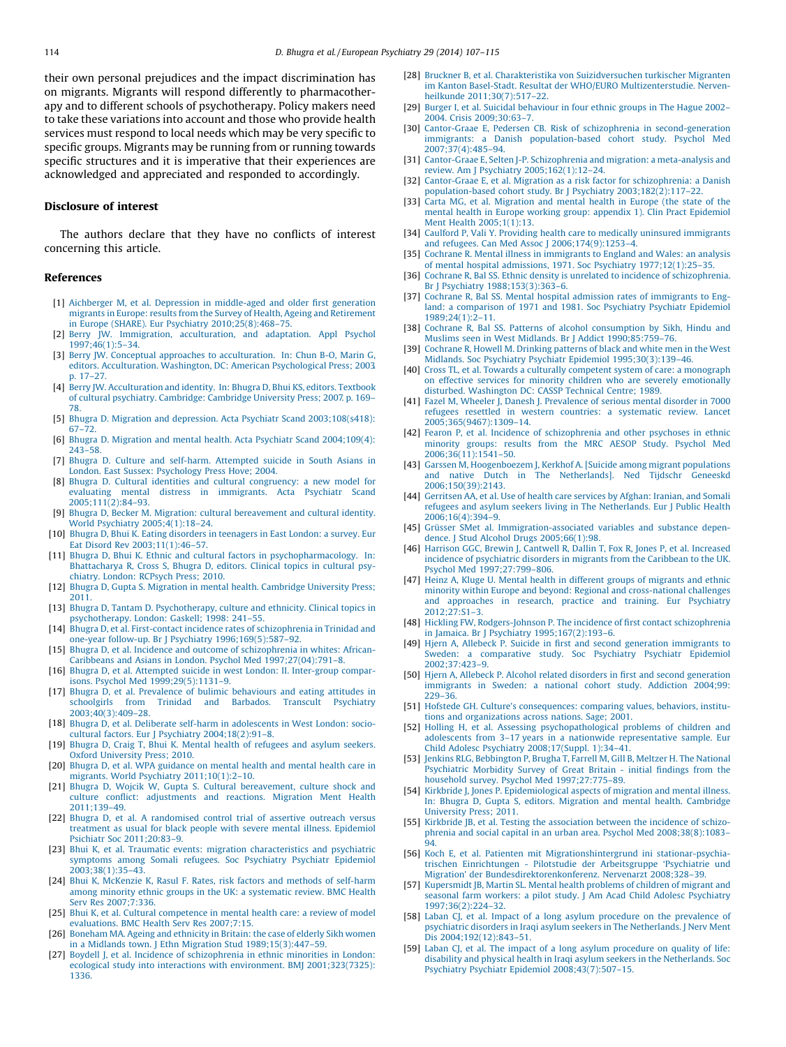their own personal prejudices and the impact discrimination has on migrants. Migrants will respond differently to pharmacotherapy and to different schools of psychotherapy. Policy makers need to take these variations into account and those who provide health services must respond to local needs which may be very specific to specific groups. Migrants may be running from or running towards specific structures and it is imperative that their experiences are acknowledged and appreciated and responded to accordingly.

## Disclosure of interest

The authors declare that they have no conflicts of interest concerning this article.

## References

[1] Aichberger M, et al. Depression in middle-aged and older first generation migrants in Europe: results from the Survey of Health, Ageing and Retirement in Europe (SHARE). Eur Psychiatry 2010;25(8):468–75.

[2] Berry JW. Immigration, acculturation, and adaptation. Appl Psychol 1997;46(1):5–34.

[3] Berry JW. Conceptual approaches to acculturation. In: Chun B-O, Marin G, editors. Acculturation. Washington, DC: American Psychological Press; 2003 p. 17–27.

[4] Berry JW. Acculturation and identity. In: Bhugra D, Bhui KS, editors. Textbook of cultural psychiatry. Cambridge: Cambridge University Press; 2007. p. 169–78.

[5] Bhugra D. Migration and depression. Acta Psychiatr Scand 2003;108(s418): 67–72.

[6] Bhugra D. Migration and mental health. Acta Psychiatr Scand 2004;109(4): 243–58.

[7] Bhugra D. Culture and self-harm. Attempted suicide in South Asians in London. East Sussex: Psychology Press Hove; 2004.

[8] Bhugra D. Cultural identities and cultural congruency: a new model for evaluating mental distress in immigrants. Acta Psychiatr Scand 2005;111(2):84–93.

[9] Bhugra D, Becker M. Migration: cultural bereavement and cultural identity. World Psychiatry 2005;4(1):18–24.

[10] Bhugra D, Bhui K. Eating disorders in teenagers in East London: a survey. Eur Eat Disord Rev 2003;11(1):46–57.

[11] Bhugra D, Bhui K. Ethnic and cultural factors in psychopharmacology. In: Bhattacharya R, Cross S, Bhugra D, editors. Clinical topics in cultural psychiatry. London: RCPsych Press; 2010.

[12] Bhugra D, Gupta S. Migration in mental health. Cambridge University Press; 2011.

[13] Bhugra D, Tantam D. Psychotherapy, culture and ethnicity. Clinical topics in psychotherapy. London: Gaskell; 1998: 241–55.

[14] Bhugra D, et al. First-contact incidence rates of schizophrenia in Trinidad and one-year follow-up. Br J Psychiatry 1996;169(5):587–92.

[15] Bhugra D, et al. Incidence and outcome of schizophrenia in whites: African-Caribbeans and Asians in London. Psychol Med 1997;27(04):791–8.

[16] Bhugra D, et al. Attempted suicide in west London: II. Inter-group comparisons. Psychol Med 1999;29(5):1131–9.

[17] Bhugra D, et al. Prevalence of bulimic behaviours and eating attitudes in schoolgirls from Trinidad and Barbados. Transcult Psychiatry 2003;40(3):409–28.

[18] Bhugra D, et al. Deliberate self-harm in adolescents in West London: socio-cultural factors. Eur J Psychiatry 2004;18(2):91–8.

[19] Bhugra D, Craig T, Bhui K. Mental health of refugees and asylum seekers. Oxford University Press; 2010.

[20] Bhugra D, et al. WPA guidance on mental health and mental health care in migrants. World Psychiatry 2011;10(1):2–10.

[21] Bhugra D, Wojcik W, Gupta S. Cultural bereavement, culture shock and culture conflict: adjustments and reactions. Migration Ment Health 2011;139–49.

[22] Bhugra D, et al. A randomised control trial of assertive outreach versus treatment as usual for black people with severe mental illness. Epidemiol Psichiatr Soc 2011;20:83–9.

[23] Bhui K, et al. Traumatic events: migration characteristics and psychiatric symptoms among Somali refugees. Soc Psychiatry Psychiatr Epidemiol 2003;38(1):35–43.

[24] Bhui K, McKenzie K, Rasul F. Rates, risk factors and methods of self-harm among minority ethnic groups in the UK: a systematic review. BMC Health Serv Res 2007;7:336.

[25] Bhui K, et al. Cultural competence in mental health care: a review of model evaluations. BMC Health Serv Res 2007;7:15.

[26] Boneham MA. Ageing and ethnicity in Britain: the case of elderly Sikh women in a Midlands town. J Ethn Migration Stud 1989;15(3):447–59.

[27] Boydell J, et al. Incidence of schizophrenia in ethnic minorities in London: ecological study into interactions with environment. BMJ 2001;323(7325): 1336.

[28] Bruckner B, et al. Charakteristika von Suizidversuchen turkischer Migranten im Kanton Basel-Stadt. Resultat der WHO/EURO Multizenterstudie. Nervenheilkunde 2011;30(7):517–22.

[29] Burger I, et al. Suicidal behaviour in four ethnic groups in The Hague 2002–2004. Crisis 2009;30:63–7.

[30] Cantor-Graae E, Pedersen CB. Risk of schizophrenia in second-generation immigrants: a Danish population-based cohort study. Psychol Med 2007;37(4):485–94.

[31] Cantor-Graae E, Selten J-P. Schizophrenia and migration: a meta-analysis and review. Am J Psychiatry 2005;162(1):12–24.

[32] Cantor-Graae E, et al. Migration as a risk factor for schizophrenia: a Danish population-based cohort study. Br J Psychiatry 2003;182(2):117–22.

[33] Carta MG, et al. Migration and mental health in Europe (the state of the mental health in Europe working group: appendix 1). Clin Pract Epidemiol Ment Health 2005;1(1):13.

[34] Caulford P, Vali Y. Providing health care to medically uninsured immigrants and refugees. Can Med Assoc J 2006;174(9):1253–4.

[35] Cochrane R. Mental illness in immigrants to England and Wales: an analysis of mental hospital admissions, 1971. Soc Psychiatry 1977;12(1):25–35.

[36] Cochrane R, Bal SS. Ethnic density is unrelated to incidence of schizophrenia. Br J Psychiatry 1988;153(3):363–6.

[37] Cochrane R, Bal SS. Mental hospital admission rates of immigrants to England: a comparison of 1971 and 1981. Soc Psychiatry Psychiatr Epidemiol 1989;24(1):2–11.

[38] Cochrane R, Bal SS. Patterns of alcohol consumption by Sikh, Hindu and Muslims seen in West Midlands. Br J Addict 1990;85:759–76.

[39] Cochrane R, Howell M. Drinking patterns of black and white men in the West Midlands. Soc Psychiatry Psychiatr Epidemiol 1995;30(3):139–46.

[40] Cross TL, et al. Towards a culturally competent system of care: a monograph on effective services for minority children who are severely emotionally disturbed. Washington DC: CASSP Technical Centre; 1989.

[41] Fazel M, Wheeler J, Danesh J. Prevalence of serious mental disorder in 7000 refugees resettled in western countries: a systematic review. Lancet 2005;365(9467):1309–14.

[42] Fearon P, et al. Incidence of schizophrenia and other psychoses in ethnic minority groups: results from the MRC AESOP Study. Psychol Med 2006;36(11):1541–50.

[43] Garssen M, Hoogenboezem J, Kerkhof A. [Suicide among migrant populations and native Dutch in The Netherlands]. Ned Tijdschr Geneeskd 2006;150(39):2143.

[44] Gerritsen AA, et al. Use of health care services by Afghan: Iranian, and Somali refugees and asylum seekers living in The Netherlands. Eur J Public Health 2006;16(4):394–9.

[45] Grüsser SMet al. Immigration-associated variables and substance dependence. J Stud Alcohol Drugs 2005;66(1):98.

[46] Harrison GGC, Brewin J, Cantwell R, Dallin T, Fox R, Jones P, et al. Increased incidence of psychiatric disorders in migrants from the Caribbean to the UK. Psychol Med 1997;27:799–806.

[47] Heinz A, Kluge U. Mental health in different groups of migrants and ethnic minority within Europe and beyond: Regional and cross-national challenges and approaches in research, practice and training. Eur Psychiatry 2012;27:S1–3.

[48] Hickling FW, Rodgers-Johnson P. The incidence of first contact schizophrenia in Jamaica. Br J Psychiatry 1995;167(2):193–6.

[49] Hjern A, Allebeck P. Suicide in first and second generation immigrants to Sweden: a comparative study. Soc Psychiatry Psychiatr Epidemiol 2002;37:423–9.

[50] Hjern A, Allebeck P. Alcohol related disorders in first and second generation immigrants in Sweden: a national cohort study. Addiction 2004;99: 229–36.

[51] Hofstede GH. Culture's consequences: comparing values, behaviors, institutions and organizations across nations. Sage; 2001.

[52] Holling H, et al. Assessing psychopathological problems of children and adolescents from 3–17 years in a nationwide representative sample. Eur Child Adolesc Psychiatry 2008;17(Suppl. 1):34–41.

[53] Jenkins RLG, Bebbington P, Brugha T, Farrell M, Gill B, Meltzer H. The National Psychiatric Morbidity Survey of Great Britain - initial findings from the household survey. Psychol Med 1997;27:775–89.

[54] Kirkbride J, Jones P. Epidemiological aspects of migration and mental illness. In: Bhugra D, Gupta S, editors. Migration and mental health. Cambridge University Press; 2011.

[55] Kirkbride JB, et al. Testing the association between the incidence of schizophrenia and social capital in an urban area. Psychol Med 2008;38(8):1083–94.

[56] Koch E, et al. Patienten mit Migrationshintergrund ini stationar-psychiatrischen Einrichtungen - Pilotstudie der Arbeitsgruppe 'Psychiatrie und Migration' der Bundesdirektorenkonferenz. Nervenarzt 2008;328–39.

[57] Kupersmidt JB, Martin SL. Mental health problems of children of migrant and seasonal farm workers: a pilot study. J Am Acad Child Adolesc Psychiatry 1997;36(2):224–32.

[58] Laban CJ, et al. Impact of a long asylum procedure on the prevalence of psychiatric disorders in Iraqi asylum seekers in The Netherlands. J Nerv Ment Dis 2004;192(12):843–51.

[59] Laban CJ, et al. The impact of a long asylum procedure on quality of life: disability and physical health in Iraqi asylum seekers in the Netherlands. Soc Psychiatry Psychiatr Epidemiol 2008;43(7):507–15.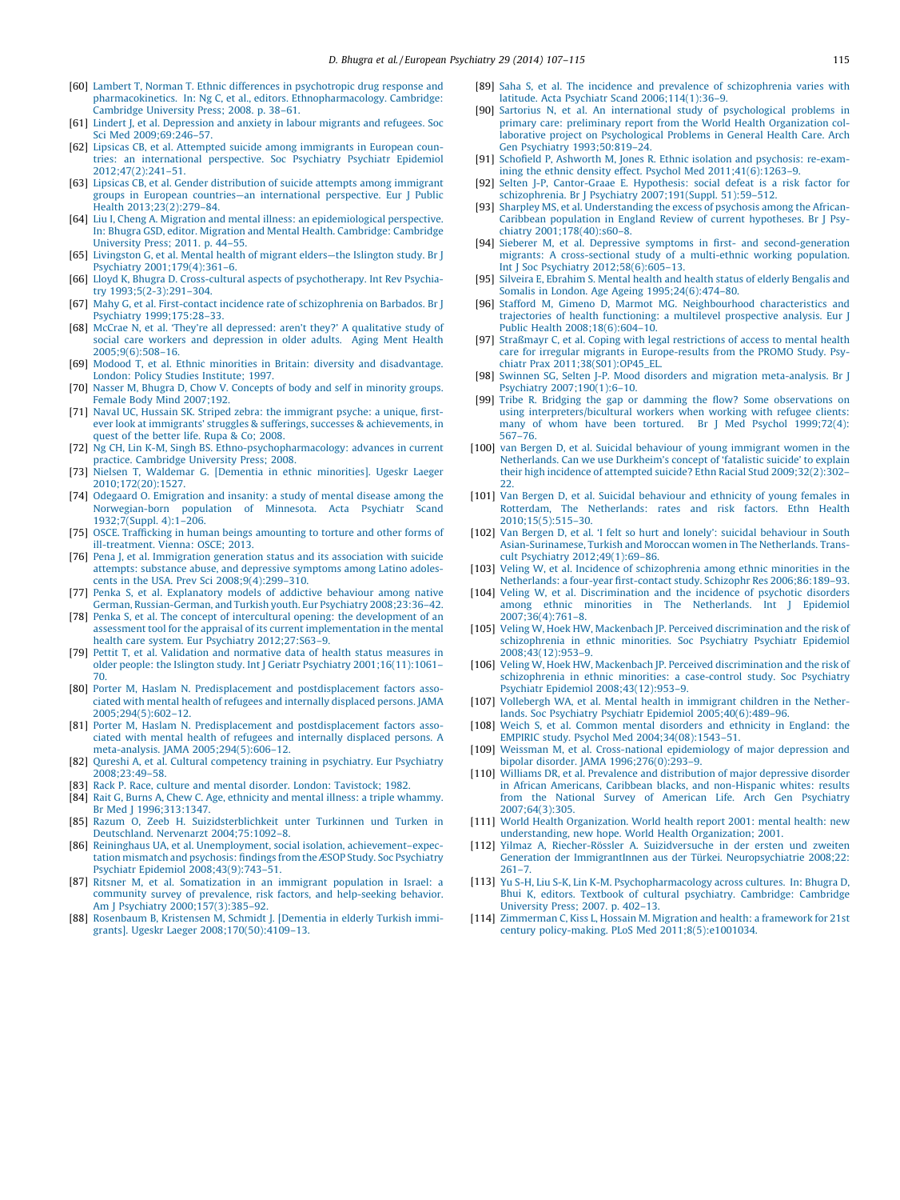[60] Lambert T, Norman T. Ethnic differences in psychotropic drug response and pharmacokinetics. In: Ng C, et al., editors. Ethnopharmacology. Cambridge: Cambridge University Press; 2008. p. 38–61.

[61] Lindert J, et al. Depression and anxiety in labour migrants and refugees. Soc Sci Med 2009;69:246–57.

[62] Lipsicas CB, et al. Attempted suicide among immigrants in European countries: an international perspective. Soc Psychiatry Psychiatr Epidemiol 2012;47(2):241–51.

[63] Lipsicas CB, et al. Gender distribution of suicide attempts among immigrant groups in European countries—an international perspective. Eur J Public Health 2013;23(2):279–84.

[64] Liu I, Cheng A. Migration and mental illness: an epidemiological perspective. In: Bhugra GSD, editor. Migration and Mental Health. Cambridge: Cambridge University Press; 2011. p. 44–55.

[65] Livingston G, et al. Mental health of migrant elders—the Islington study. Br J Psychiatry 2001;179(4):361–6.

[66] Lloyd K, Bhugra D. Cross-cultural aspects of psychotherapy. Int Rev Psychiatry 1993;5(2-3):291–304.

[67] Mahy G, et al. First-contact incidence rate of schizophrenia on Barbados. Br J Psychiatry 1999;175:28–33.

[68] McCrae N, et al. 'They're all depressed: aren't they?' A qualitative study of social care workers and depression in older adults. Aging Ment Health 2005;9(6):508–16.

[69] Modood T, et al. Ethnic minorities in Britain: diversity and disadvantage. London: Policy Studies Institute; 1997.

[70] Nasser M, Bhugra D, Chow V. Concepts of body and self in minority groups. Female Body Mind 2007;192.

[71] Naval UC, Hussain SK. Striped zebra: the immigrant psyche: a unique, first-ever look at immigrants' struggles & sufferings, successes & achievements, in quest of the better life. Rupa & Co; 2008.

[72] Ng CH, Lin K-M, Singh BS. Ethno-psychopharmacology: advances in current practice. Cambridge University Press; 2008.

[73] Nielsen T, Waldemar G. [Dementia in ethnic minorities]. Ugeskr Laeger 2010;172(20):1527.

[74] Odegaard O. Emigration and insanity: a study of mental disease among the Norwegian-born population of Minnesota. Acta Psychiatr Scand 1932;7(Suppl. 4):1–206.

[75] OSCE. Trafficking in human beings amounting to torture and other forms of ill-treatment. Vienna: OSCE; 2013.

[76] Pena J, et al. Immigration generation status and its association with suicide attempts: substance abuse, and depressive symptoms among Latino adolescents in the USA. Prev Sci 2008;9(4):299–310.

[77] Penka S, et al. Explanatory models of addictive behaviour among native German, Russian-German, and Turkish youth. Eur Psychiatry 2008;23:36–42.

[78] Penka S, et al. The concept of intercultural opening: the development of an assessment tool for the appraisal of its current implementation in the mental health care system. Eur Psychiatry 2012;27:S63–9.

[79] Pettit T, et al. Validation and normative data of health status measures in older people: the Islington study. Int J Geriatr Psychiatry 2001;16(11):1061–70.

[80] Porter M, Haslam N. Predisplacement and postdisplacement factors associated with mental health of refugees and internally displaced persons. JAMA 2005;294(5):602–12.

[81] Porter M, Haslam N. Predisplacement and postdisplacement factors associated with mental health of refugees and internally displaced persons. A meta-analysis. JAMA 2005;294(5):606–12.

[82] Qureshi A, et al. Cultural competency training in psychiatry. Eur Psychiatry 2008;23:49–58.

[83] Rack P. Race, culture and mental disorder. London: Tavistock; 1982.

[84] Rait G, Burns A, Chew C. Age, ethnicity and mental illness: a triple whammy. Br Med J 1996;313:1347.

[85] Razum O, Zeeb H. Suizidsterblichkeit unter Turkinnen und Turken in Deutschland. Nervenarzt 2004;75:1092–8.

[86] Reininghaus UA, et al. Unemployment, social isolation, achievement–expectation mismatch and psychosis: findings from the ÆSOP Study. Soc Psychiatry Psychiatr Epidemiol 2008;43(9):743–51.

[87] Ritsner M, et al. Somatization in an immigrant population in Israel: a community survey of prevalence, risk factors, and help-seeking behavior. Am J Psychiatry 2000;157(3):385–92.

[88] Rosenbaum B, Kristensen M, Schmidt J. [Dementia in elderly Turkish immigrants]. Ugeskr Laeger 2008;170(50):4109–13.

[89] Saha S, et al. The incidence and prevalence of schizophrenia varies with latitude. Acta Psychiatr Scand 2006;114(1):36–9.

[90] Sartorius N, et al. An international study of psychological problems in primary care: preliminary report from the World Health Organization collaborative project on Psychological Problems in General Health Care. Arch Gen Psychiatry 1993;50:819–24.

[91] Schofield P, Ashworth M, Jones R. Ethnic isolation and psychosis: re-examining the ethnic density effect. Psychol Med 2011;41(6):1263–9.

[92] Selten J-P, Cantor-Graae E. Hypothesis: social defeat is a risk factor for schizophrenia. Br J Psychiatry 2007;191(Suppl. 51):59–512.

[93] Sharpley MS, et al. Understanding the excess of psychosis among the African-Caribbean population in England Review of current hypotheses. Br J Psychiatry 2001;178(40):s60–8.

[94] Sieberer M, et al. Depressive symptoms in first- and second-generation migrants: A cross-sectional study of a multi-ethnic working population. Int J Soc Psychiatry 2012;58(6):605–13.

[95] Silveira E, Ebrahim S. Mental health and health status of elderly Bengalis and Somalis in London. Age Ageing 1995;24(6):474–80.

[96] Stafford M, Gimeno D, Marmot MG. Neighbourhood characteristics and trajectories of health functioning: a multilevel prospective analysis. Eur J Public Health 2008;18(6):604–10.

[97] Straßmayr C, et al. Coping with legal restrictions of access to mental health care for irregular migrants in Europe-results from the PROMO Study. Psychiatr Prax 2011;38(S01):OP45_EL.

[98] Swinnen SG, Selten J-P. Mood disorders and migration meta-analysis. Br J Psychiatry 2007;190(1):6–10.

[99] Tribe R. Bridging the gap or damming the flow? Some observations on using interpreters/bicultural workers when working with refugee clients: many of whom have been tortured. Br J Med Psychol 1999;72(4):567–76.

[100] van Bergen D, et al. Suicidal behaviour of young immigrant women in the Netherlands. Can we use Durkheim's concept of 'fatalistic suicide' to explain their high incidence of attempted suicide? Ethn Racial Stud 2009;32(2):302–22.

[101] Van Bergen D, et al. Suicidal behaviour and ethnicity of young females in Rotterdam, The Netherlands: rates and risk factors. Ethn Health 2010;15(5):515–30.

[102] Van Bergen D, et al. 'I felt so hurt and lonely': suicidal behaviour in South Asian-Surinamese, Turkish and Moroccan women in The Netherlands. Transcult Psychiatry 2012;49(1):69–86.

[103] Veling W, et al. Incidence of schizophrenia among ethnic minorities in the Netherlands: a four-year first-contact study. Schizophr Res 2006;86:189–93.

[104] Veling W, et al. Discrimination and the incidence of psychotic disorders among ethnic minorities in The Netherlands. Int J Epidemiol 2007;36(4):761–8.

[105] Veling W, Hoek HW, Mackenbach JP. Perceived discrimination and the risk of schizophrenia in ethnic minorities. Soc Psychiatry Psychiatr Epidemiol 2008;43(12):953–9.

[106] Veling W, Hoek HW, Mackenbach JP. Perceived discrimination and the risk of schizophrenia in ethnic minorities: a case-control study. Soc Psychiatry Psychiatr Epidemiol 2008;43(12):953–9.

[107] Vollebergh WA, et al. Mental health in immigrant children in the Netherlands. Soc Psychiatry Psychiatr Epidemiol 2005;40(6):489–96.

[108] Weich S, et al. Common mental disorders and ethnicity in England: the EMPIRIC study. Psychol Med 2004;34(08):1543–51.

[109] Weissman M, et al. Cross-national epidemiology of major depression and bipolar disorder. JAMA 1996;276(0):293–9.

[110] Williams DR, et al. Prevalence and distribution of major depressive disorder in African Americans, Caribbean blacks, and non-Hispanic whites: results from the National Survey of American Life. Arch Gen Psychiatry 2007;64(3):305.

[111] World Health Organization. World health report 2001: mental health: new understanding, new hope. World Health Organization; 2001.

[112] Yilmaz A, Riecher-Rössler A. Suizidversuche in der ersten und zweiten Generation der ImmigrantInnen aus der Türkei. Neuropsychiatrie 2008;22:261–7.

[113] Yu S-H, Liu S-K, Lin K-M. Psychopharmacology across cultures. In: Bhugra D, Bhui K, editors. Textbook of cultural psychiatry. Cambridge: Cambridge University Press; 2007. p. 402–13.

[114] Zimmerman C, Kiss L, Hossain M. Migration and health: a framework for 21st century policy-making. PLoS Med 2011;8(5):e1001034.